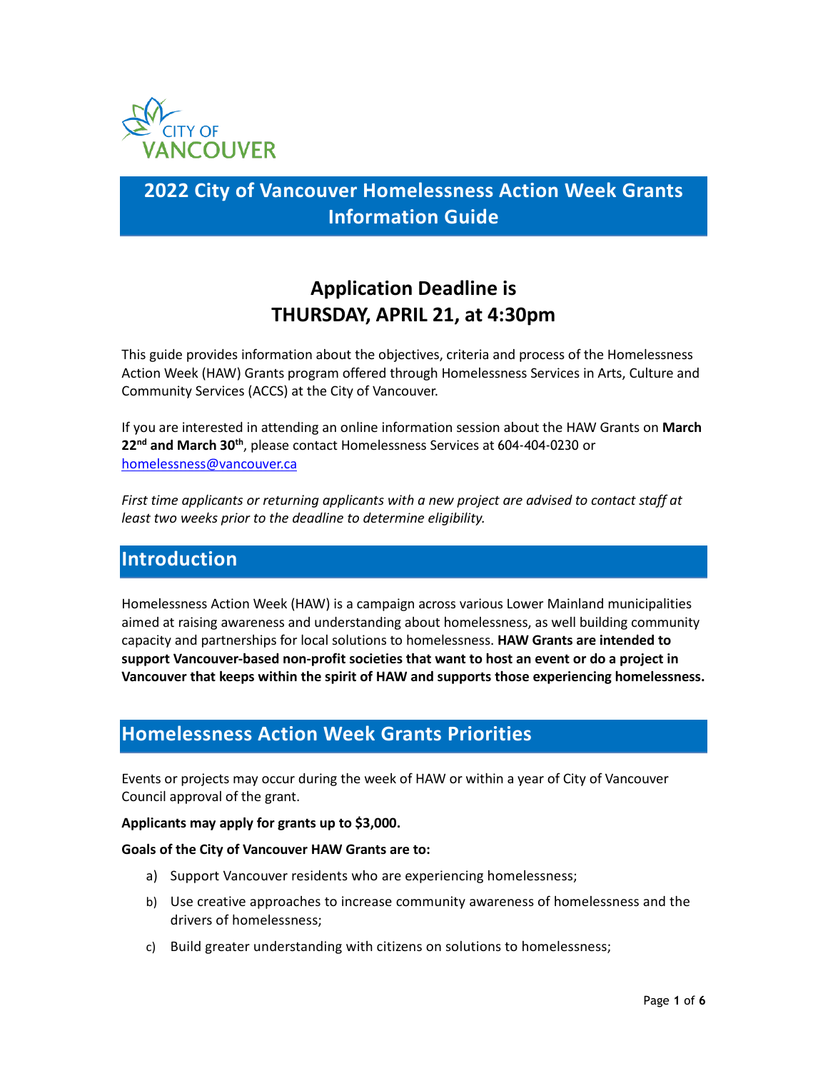# 2022 City of Vancouver Homelessness Action Week Grants Information Guide

## Application Deadline is THURSDAY, APRIL 21, at 4:30pm

This guide provides information about the objectives, criteria and process of the Homelessness Action Week (HAW) Grants program offered through Homelessness Services in Arts, Culture and Community Services (ACCS) at the City of Vancouver.

If you are interested in attending an online information session about the HAW Grants on **March 22nd and March 30th**, please contact Homelessness Services at 604-404-0230 or homelessness@vancouver.ca

*First time applicants or returning applicants with a new project are advised to contact staff at least two weeks prior to the deadline to determine eligibility.*

## Introduction

Homelessness Action Week (HAW) is a campaign across various Lower Mainland municipalities aimed at raising awareness and understanding about homelessness, as well building community capacity and partnerships for local solutions to homelessness. **HAW Grants are intended to support Vancouver-based non-profit societies that want to host an event or do a project in Vancouver that keeps within the spirit of HAW and supports those experiencing homelessness.**

## Homelessness Action Week Grants Priorities

Events or projects may occur during the week of HAW or within a year of City of Vancouver Council approval of the grant.

**Applicants may apply for grants up to $3,000.**

**Goals of the City of Vancouver HAW Grants are to:**

a) Support Vancouver residents who are experiencing homelessness;

b) Use creative approaches to increase community awareness of homelessness and the drivers of homelessness;

c) Build greater understanding with citizens on solutions to homelessness;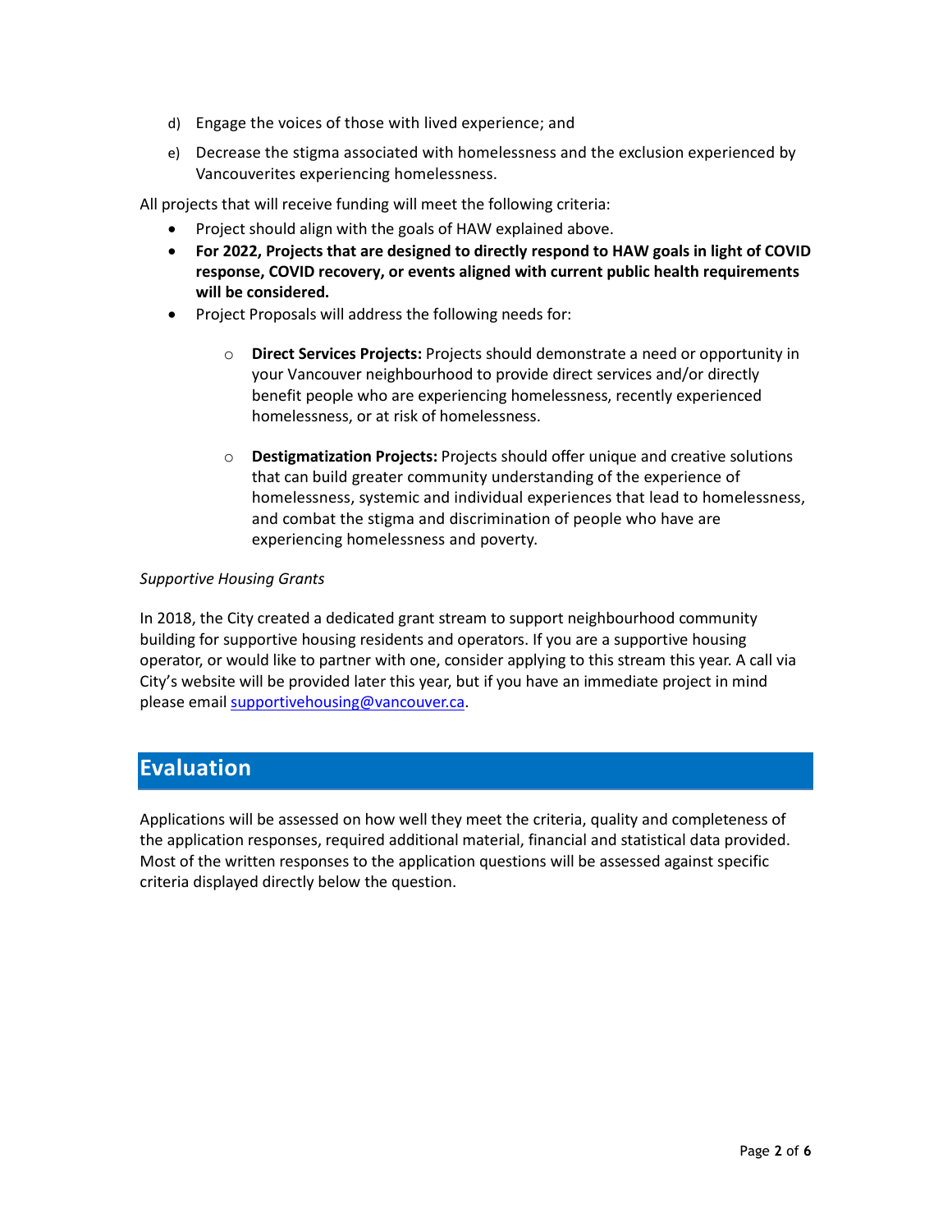d) Engage the voices of those with lived experience; and

e) Decrease the stigma associated with homelessness and the exclusion experienced by Vancouverites experiencing homelessness.

All projects that will receive funding will meet the following criteria:

- Project should align with the goals of HAW explained above.
- **For 2022, Projects that are designed to directly respond to HAW goals in light of COVID response, COVID recovery, or events aligned with current public health requirements will be considered.**
- Project Proposals will address the following needs for:
  - **Direct Services Projects:** Projects should demonstrate a need or opportunity in your Vancouver neighbourhood to provide direct services and/or directly benefit people who are experiencing homelessness, recently experienced homelessness, or at risk of homelessness.
  - **Destigmatization Projects:** Projects should offer unique and creative solutions that can build greater community understanding of the experience of homelessness, systemic and individual experiences that lead to homelessness, and combat the stigma and discrimination of people who have are experiencing homelessness and poverty.

*Supportive Housing Grants*

In 2018, the City created a dedicated grant stream to support neighbourhood community building for supportive housing residents and operators. If you are a supportive housing operator, or would like to partner with one, consider applying to this stream this year. A call via City's website will be provided later this year, but if you have an immediate project in mind please email supportivehousing@vancouver.ca.

## Evaluation

Applications will be assessed on how well they meet the criteria, quality and completeness of the application responses, required additional material, financial and statistical data provided. Most of the written responses to the application questions will be assessed against specific criteria displayed directly below the question.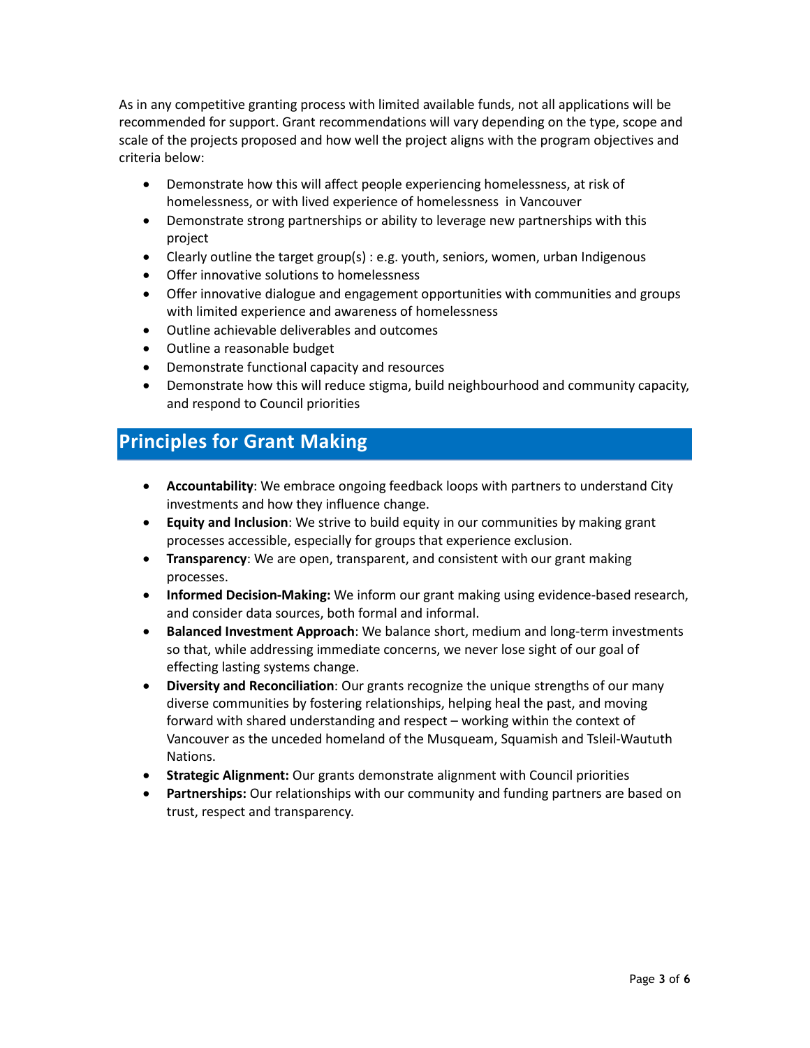As in any competitive granting process with limited available funds, not all applications will be recommended for support. Grant recommendations will vary depending on the type, scope and scale of the projects proposed and how well the project aligns with the program objectives and criteria below:

- Demonstrate how this will affect people experiencing homelessness, at risk of homelessness, or with lived experience of homelessness in Vancouver
- Demonstrate strong partnerships or ability to leverage new partnerships with this project
- Clearly outline the target group(s) : e.g. youth, seniors, women, urban Indigenous
- Offer innovative solutions to homelessness
- Offer innovative dialogue and engagement opportunities with communities and groups with limited experience and awareness of homelessness
- Outline achievable deliverables and outcomes
- Outline a reasonable budget
- Demonstrate functional capacity and resources
- Demonstrate how this will reduce stigma, build neighbourhood and community capacity, and respond to Council priorities

## Principles for Grant Making

- **Accountability**: We embrace ongoing feedback loops with partners to understand City investments and how they influence change.
- **Equity and Inclusion**: We strive to build equity in our communities by making grant processes accessible, especially for groups that experience exclusion.
- **Transparency**: We are open, transparent, and consistent with our grant making processes.
- **Informed Decision-Making:** We inform our grant making using evidence-based research, and consider data sources, both formal and informal.
- **Balanced Investment Approach**: We balance short, medium and long-term investments so that, while addressing immediate concerns, we never lose sight of our goal of effecting lasting systems change.
- **Diversity and Reconciliation**: Our grants recognize the unique strengths of our many diverse communities by fostering relationships, helping heal the past, and moving forward with shared understanding and respect – working within the context of Vancouver as the unceded homeland of the Musqueam, Squamish and Tsleil-Waututh Nations.
- **Strategic Alignment:** Our grants demonstrate alignment with Council priorities
- **Partnerships:** Our relationships with our community and funding partners are based on trust, respect and transparency.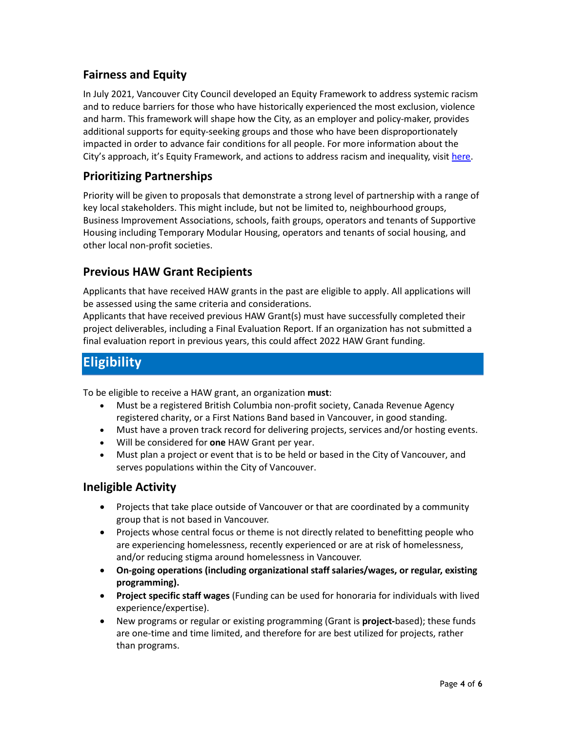## Fairness and Equity

In July 2021, Vancouver City Council developed an Equity Framework to address systemic racism and to reduce barriers for those who have historically experienced the most exclusion, violence and harm. This framework will shape how the City, as an employer and policy-maker, provides additional supports for equity-seeking groups and those who have been disproportionately impacted in order to advance fair conditions for all people. For more information about the City's approach, it's Equity Framework, and actions to address racism and inequality, visit here.

## Prioritizing Partnerships

Priority will be given to proposals that demonstrate a strong level of partnership with a range of key local stakeholders. This might include, but not be limited to, neighbourhood groups, Business Improvement Associations, schools, faith groups, operators and tenants of Supportive Housing including Temporary Modular Housing, operators and tenants of social housing, and other local non-profit societies.

## Previous HAW Grant Recipients

Applicants that have received HAW grants in the past are eligible to apply. All applications will be assessed using the same criteria and considerations.
Applicants that have received previous HAW Grant(s) must have successfully completed their project deliverables, including a Final Evaluation Report. If an organization has not submitted a final evaluation report in previous years, this could affect 2022 HAW Grant funding.

# Eligibility

To be eligible to receive a HAW grant, an organization **must**:

- Must be a registered British Columbia non-profit society, Canada Revenue Agency registered charity, or a First Nations Band based in Vancouver, in good standing.
- Must have a proven track record for delivering projects, services and/or hosting events.
- Will be considered for **one** HAW Grant per year.
- Must plan a project or event that is to be held or based in the City of Vancouver, and serves populations within the City of Vancouver.

## Ineligible Activity

- Projects that take place outside of Vancouver or that are coordinated by a community group that is not based in Vancouver.
- Projects whose central focus or theme is not directly related to benefitting people who are experiencing homelessness, recently experienced or are at risk of homelessness, and/or reducing stigma around homelessness in Vancouver.
- **On-going operations (including organizational staff salaries/wages, or regular, existing programming).**
- **Project specific staff wages** (Funding can be used for honoraria for individuals with lived experience/expertise).
- New programs or regular or existing programming (Grant is **project-**based); these funds are one-time and time limited, and therefore for are best utilized for projects, rather than programs.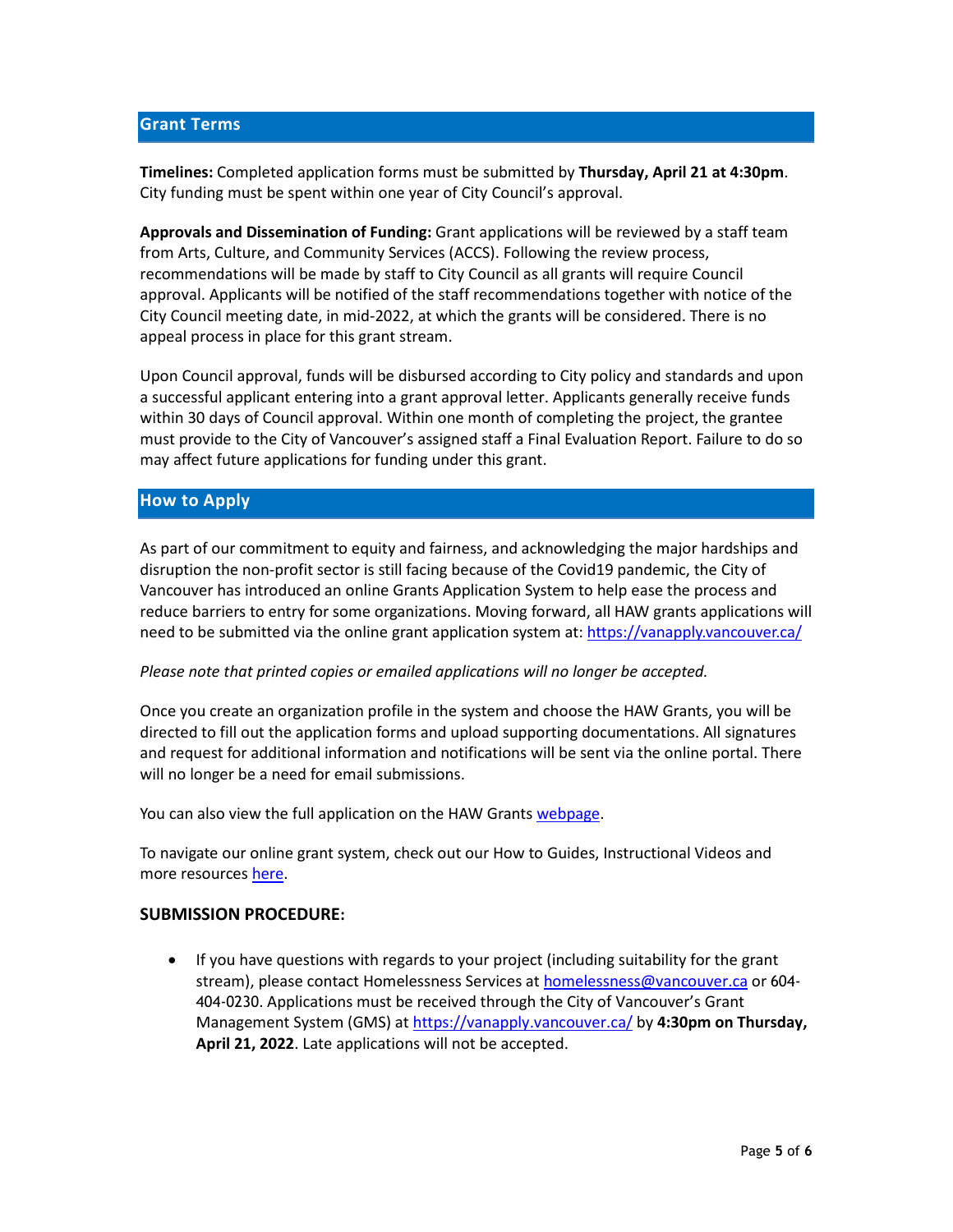## Grant Terms

**Timelines:** Completed application forms must be submitted by **Thursday, April 21 at 4:30pm**. City funding must be spent within one year of City Council's approval.

**Approvals and Dissemination of Funding:** Grant applications will be reviewed by a staff team from Arts, Culture, and Community Services (ACCS). Following the review process, recommendations will be made by staff to City Council as all grants will require Council approval. Applicants will be notified of the staff recommendations together with notice of the City Council meeting date, in mid-2022, at which the grants will be considered. There is no appeal process in place for this grant stream.

Upon Council approval, funds will be disbursed according to City policy and standards and upon a successful applicant entering into a grant approval letter. Applicants generally receive funds within 30 days of Council approval. Within one month of completing the project, the grantee must provide to the City of Vancouver's assigned staff a Final Evaluation Report. Failure to do so may affect future applications for funding under this grant.

## How to Apply

As part of our commitment to equity and fairness, and acknowledging the major hardships and disruption the non-profit sector is still facing because of the Covid19 pandemic, the City of Vancouver has introduced an online Grants Application System to help ease the process and reduce barriers to entry for some organizations. Moving forward, all HAW grants applications will need to be submitted via the online grant application system at: https://vanapply.vancouver.ca/

*Please note that printed copies or emailed applications will no longer be accepted.*

Once you create an organization profile in the system and choose the HAW Grants, you will be directed to fill out the application forms and upload supporting documentations. All signatures and request for additional information and notifications will be sent via the online portal. There will no longer be a need for email submissions.

You can also view the full application on the HAW Grants webpage.

To navigate our online grant system, check out our How to Guides, Instructional Videos and more resources here.

### SUBMISSION PROCEDURE:

- If you have questions with regards to your project (including suitability for the grant stream), please contact Homelessness Services at homelessness@vancouver.ca or 604-404-0230. Applications must be received through the City of Vancouver's Grant Management System (GMS) at https://vanapply.vancouver.ca/ by **4:30pm on Thursday, April 21, 2022**. Late applications will not be accepted.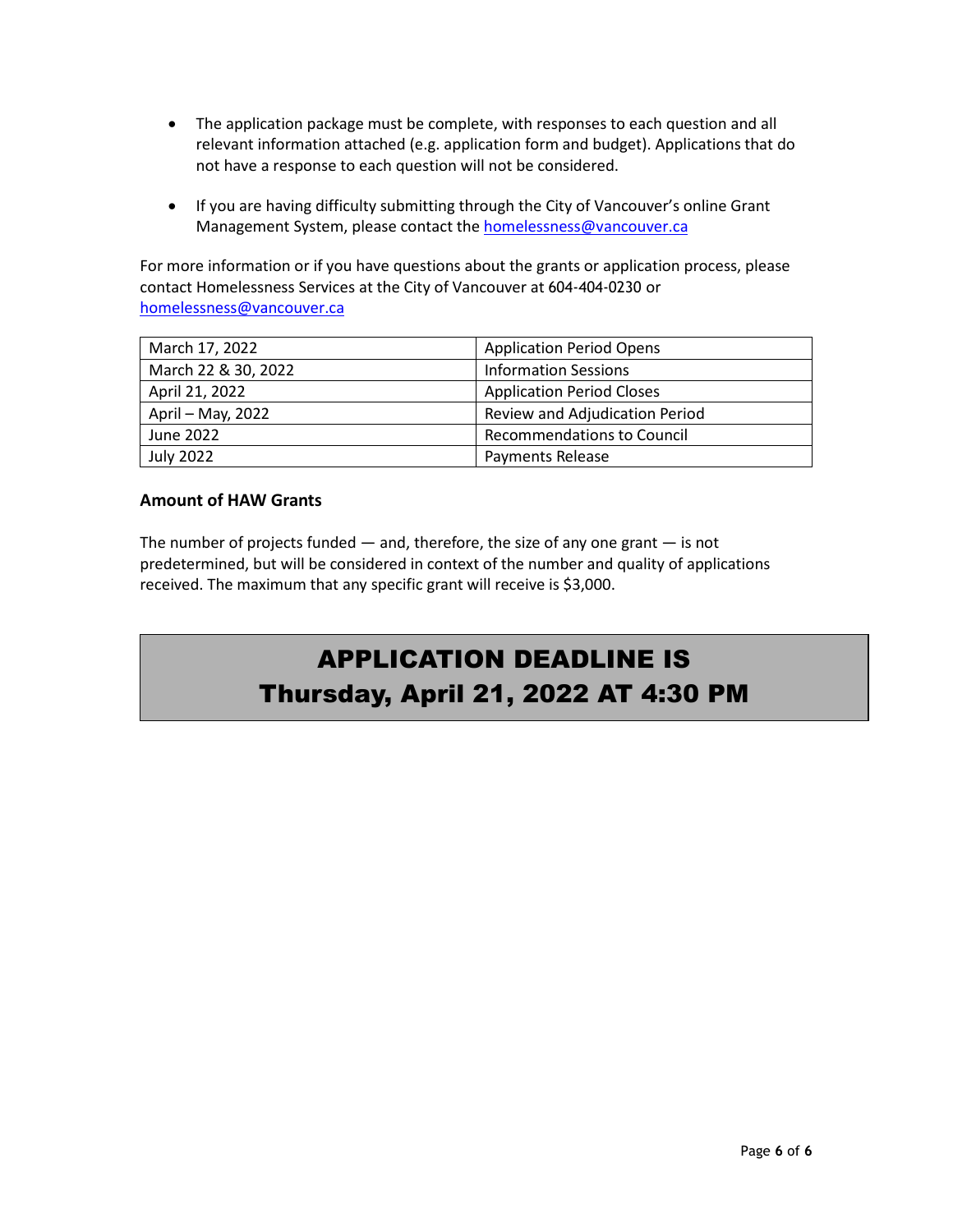- The application package must be complete, with responses to each question and all relevant information attached (e.g. application form and budget). Applications that do not have a response to each question will not be considered.

- If you are having difficulty submitting through the City of Vancouver's online Grant Management System, please contact the homelessness@vancouver.ca

For more information or if you have questions about the grants or application process, please contact Homelessness Services at the City of Vancouver at 604-404-0230 or homelessness@vancouver.ca

| | |
|---|---|
| March 17, 2022 | Application Period Opens |
| March 22 & 30, 2022 | Information Sessions |
| April 21, 2022 | Application Period Closes |
| April – May, 2022 | Review and Adjudication Period |
| June 2022 | Recommendations to Council |
| July 2022 | Payments Release |

### Amount of HAW Grants

The number of projects funded — and, therefore, the size of any one grant — is not predetermined, but will be considered in context of the number and quality of applications received. The maximum that any specific grant will receive is $3,000.

## APPLICATION DEADLINE IS Thursday, April 21, 2022 AT 4:30 PM